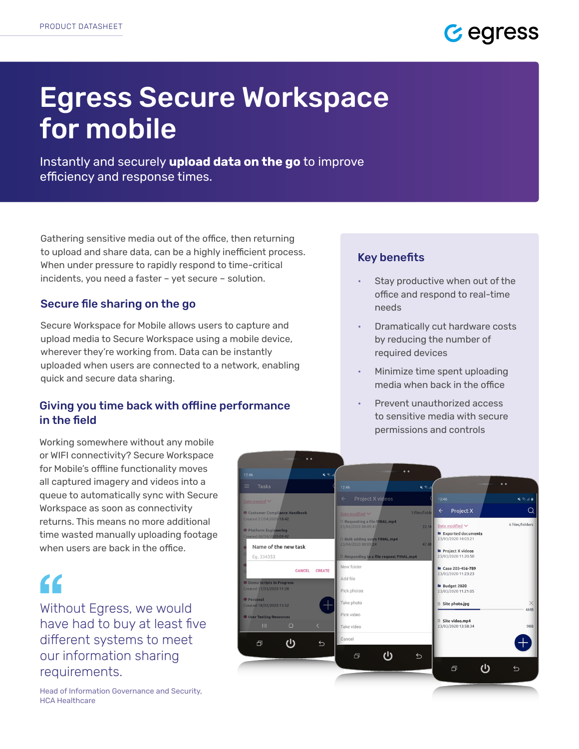PRODUCT DATASHEET

# Egress Secure Workspace for mobile

Instantly and securely **upload data on the go** to improve efficiency and response times.

Gathering sensitive media out of the office, then returning to upload and share data, can be a highly inefficient process. When under pressure to rapidly respond to time-critical incidents, you need a faster – yet secure – solution.

## Secure file sharing on the go

Secure Workspace for Mobile allows users to capture and upload media to Secure Workspace using a mobile device, wherever they're working from. Data can be instantly uploaded when users are connected to a network, enabling quick and secure data sharing.

## Giving you time back with offline performance in the field

Working somewhere without any mobile or WIFI connectivity? Secure Workspace for Mobile's offline functionality moves all captured imagery and videos into a queue to automatically sync with Secure Workspace as soon as connectivity returns. This means no more additional time wasted manually uploading footage when users are back in the office.

> Without Egress, we would have had to buy at least five different systems to meet our information sharing requirements.
>
> Head of Information Governance and Security, HCA Healthcare

## Key benefits

- Stay productive when out of the office and respond to real-time needs
- Dramatically cut hardware costs by reducing the number of required devices
- Minimize time spent uploading media when back in the office
- Prevent unauthorized access to sensitive media with secure permissions and controls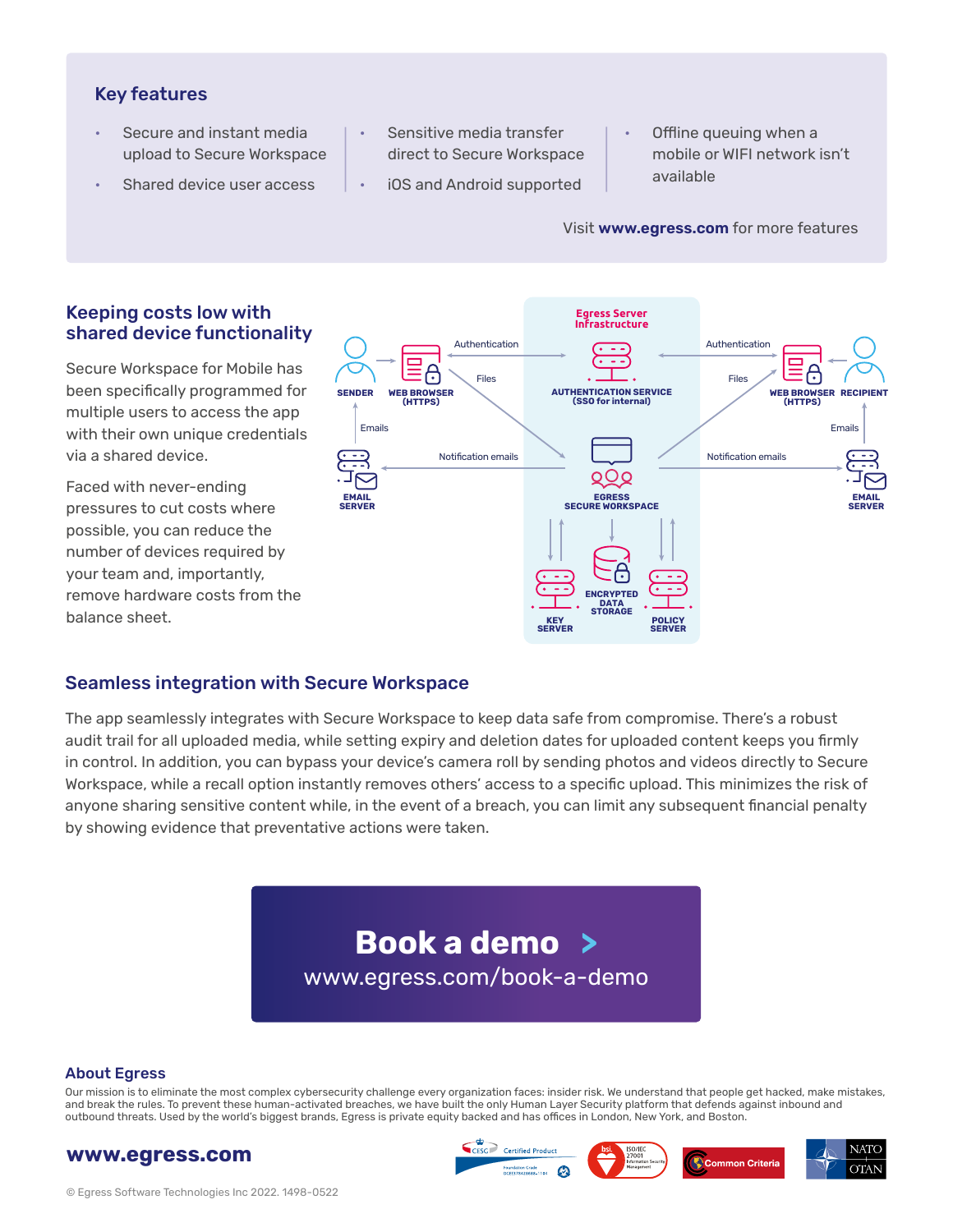## Key features

- Secure and instant media upload to Secure Workspace
- Shared device user access
- Sensitive media transfer direct to Secure Workspace
- iOS and Android supported
- Offline queuing when a mobile or WIFI network isn't available

Visit **www.egress.com** for more features

## Keeping costs low with shared device functionality

Secure Workspace for Mobile has been specifically programmed for multiple users to access the app with their own unique credentials via a shared device.

Faced with never-ending pressures to cut costs where possible, you can reduce the number of devices required by your team and, importantly, remove hardware costs from the balance sheet.

Egress Server Infrastructure

SENDER

WEB BROWSER (HTTPS)

Authentication

Files

AUTHENTICATION SERVICE (SSO for internal)

Authentication

Files

WEB BROWSER (HTTPS)

RECIPIENT

Emails

Notification emails

EMAIL SERVER

EGRESS SECURE WORKSPACE

Notification emails

Emails

EMAIL SERVER

KEY SERVER

ENCRYPTED DATA STORAGE

POLICY SERVER

## Seamless integration with Secure Workspace

The app seamlessly integrates with Secure Workspace to keep data safe from compromise. There's a robust audit trail for all uploaded media, while setting expiry and deletion dates for uploaded content keeps you firmly in control. In addition, you can bypass your device's camera roll by sending photos and videos directly to Secure Workspace, while a recall option instantly removes others' access to a specific upload. This minimizes the risk of anyone sharing sensitive content while, in the event of a breach, you can limit any subsequent financial penalty by showing evidence that preventative actions were taken.

**Book a demo >**

www.egress.com/book-a-demo

### About Egress

Our mission is to eliminate the most complex cybersecurity challenge every organization faces: insider risk. We understand that people get hacked, make mistakes, and break the rules. To prevent these human-activated breaches, we have built the only Human Layer Security platform that defends against inbound and outbound threats. Used by the world's biggest brands, Egress is private equity backed and has offices in London, New York, and Boston.

**www.egress.com**

© Egress Software Technologies Inc 2022. 1498-0522